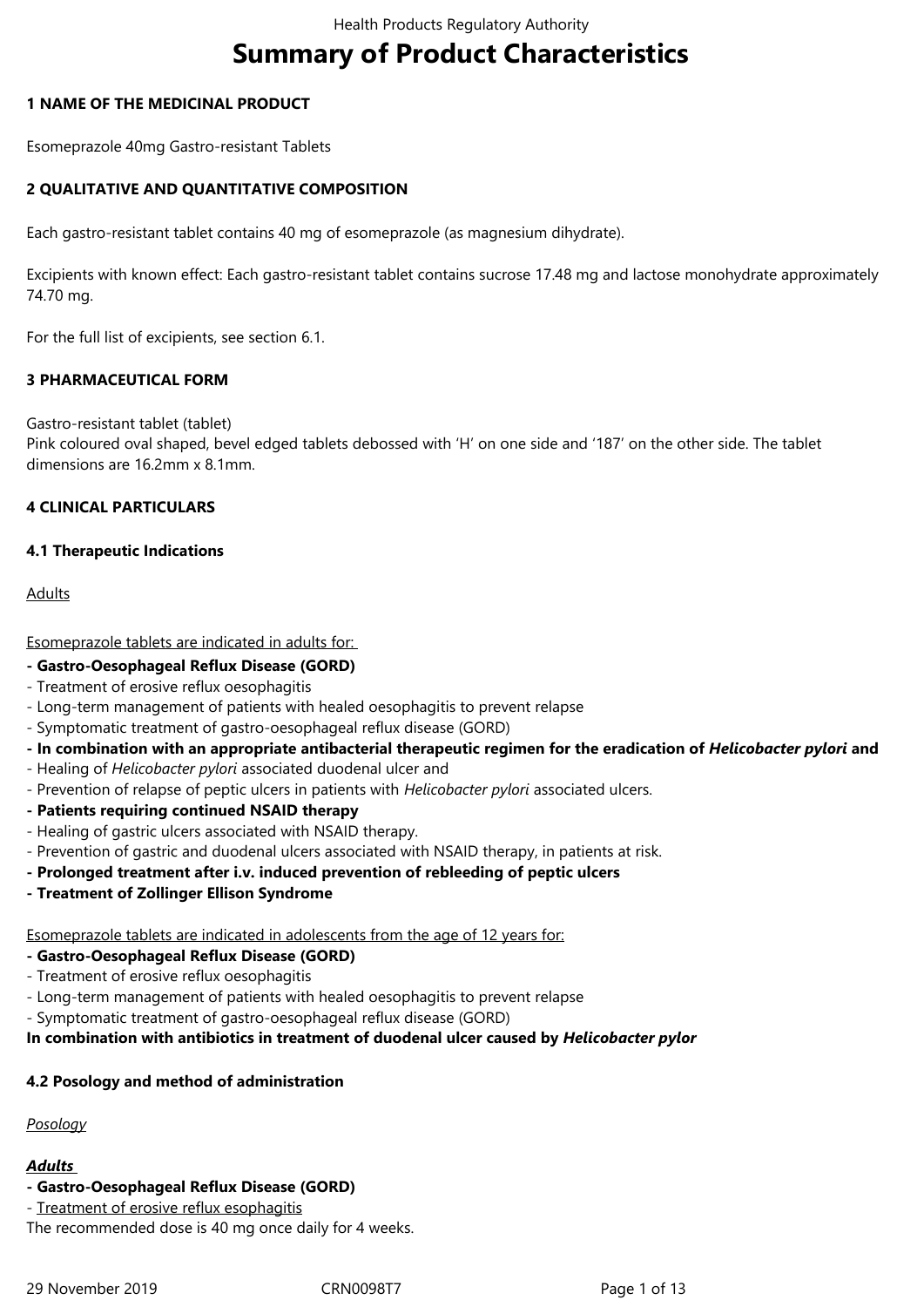# Summary of Product Characteristics

## 1 NAME OF THE MEDICINAL PRODUCT

Esomeprazole 40mg Gastro-resistant Tablets

## 2 QUALITATIVE AND QUANTITATIVE COMPOSITION

Each gastro-resistant tablet contains 40 mg of esomeprazole (as magnesium dihydrate).

Excipients with known effect: Each gastro-resistant tablet contains sucrose 17.48 mg and lactose monohydrate approximately 74.70 mg.

For the full list of excipients, see section 6.1.

## 3 PHARMACEUTICAL FORM

Gastro-resistant tablet (tablet)
Pink coloured oval shaped, bevel edged tablets debossed with 'H' on one side and '187' on the other side. The tablet dimensions are 16.2mm x 8.1mm.

## 4 CLINICAL PARTICULARS

### 4.1 Therapeutic Indications

Adults

Esomeprazole tablets are indicated in adults for:

**- Gastro-Oesophageal Reflux Disease (GORD)**
- Treatment of erosive reflux oesophagitis
- Long-term management of patients with healed oesophagitis to prevent relapse
- Symptomatic treatment of gastro-oesophageal reflux disease (GORD)

**- In combination with an appropriate antibacterial therapeutic regimen for the eradication of *Helicobacter pylori* and**
- Healing of *Helicobacter pylori* associated duodenal ulcer and
- Prevention of relapse of peptic ulcers in patients with *Helicobacter pylori* associated ulcers.

**- Patients requiring continued NSAID therapy**
- Healing of gastric ulcers associated with NSAID therapy.
- Prevention of gastric and duodenal ulcers associated with NSAID therapy, in patients at risk.

**- Prolonged treatment after i.v. induced prevention of rebleeding of peptic ulcers**

**- Treatment of Zollinger Ellison Syndrome**

Esomeprazole tablets are indicated in adolescents from the age of 12 years for:

**- Gastro-Oesophageal Reflux Disease (GORD)**
- Treatment of erosive reflux oesophagitis
- Long-term management of patients with healed oesophagitis to prevent relapse
- Symptomatic treatment of gastro-oesophageal reflux disease (GORD)

**In combination with antibiotics in treatment of duodenal ulcer caused by *Helicobacter pylor***

### 4.2 Posology and method of administration

*Posology*

***Adults***

**- Gastro-Oesophageal Reflux Disease (GORD)**
- Treatment of erosive reflux esophagitis

The recommended dose is 40 mg once daily for 4 weeks.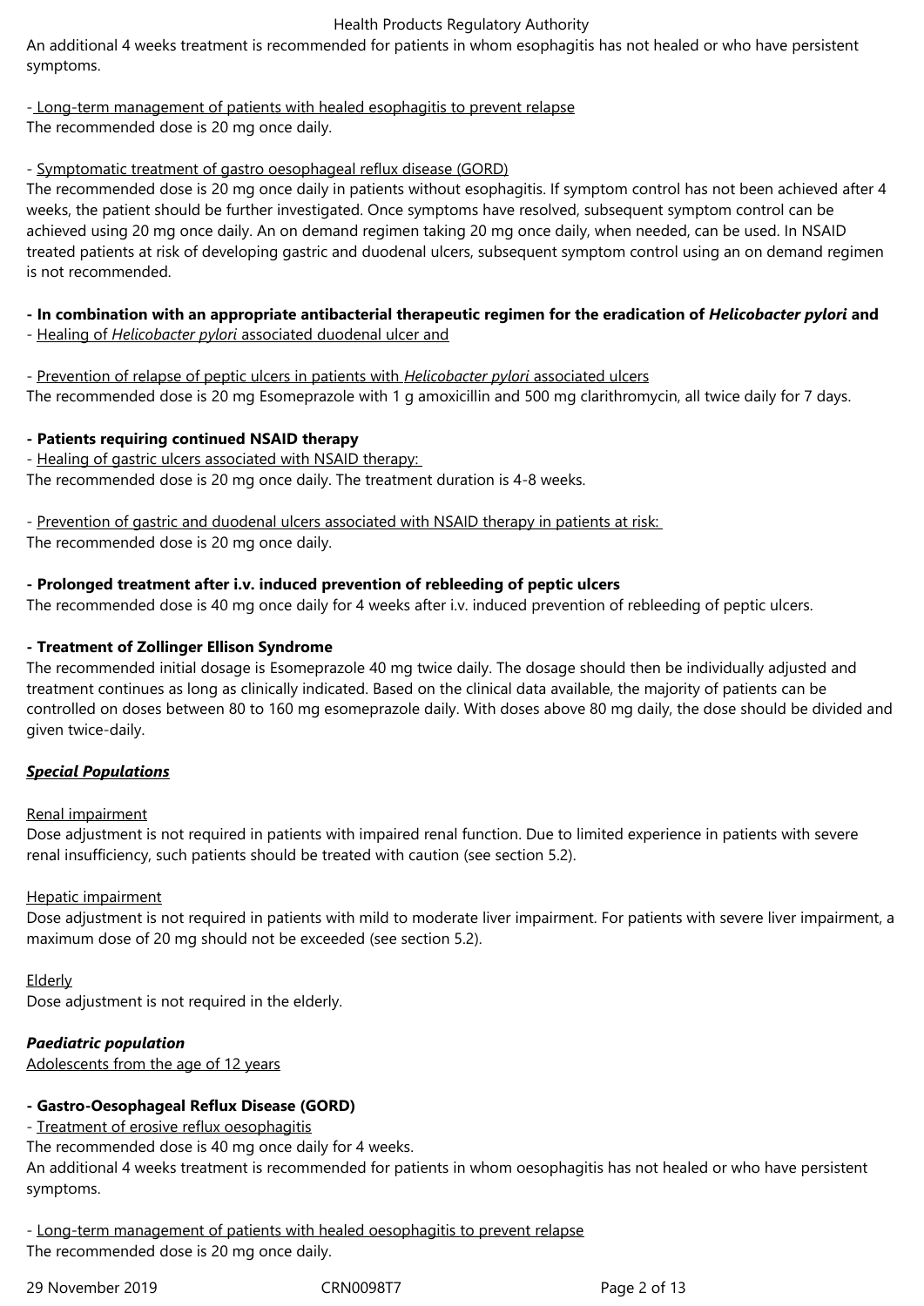An additional 4 weeks treatment is recommended for patients in whom esophagitis has not healed or who have persistent symptoms.

- Long-term management of patients with healed esophagitis to prevent relapse

The recommended dose is 20 mg once daily.

- Symptomatic treatment of gastro oesophageal reflux disease (GORD)

The recommended dose is 20 mg once daily in patients without esophagitis. If symptom control has not been achieved after 4 weeks, the patient should be further investigated. Once symptoms have resolved, subsequent symptom control can be achieved using 20 mg once daily. An on demand regimen taking 20 mg once daily, when needed, can be used. In NSAID treated patients at risk of developing gastric and duodenal ulcers, subsequent symptom control using an on demand regimen is not recommended.

**- In combination with an appropriate antibacterial therapeutic regimen for the eradication of *Helicobacter pylori* and**

- Healing of *Helicobacter pylori* associated duodenal ulcer and

- Prevention of relapse of peptic ulcers in patients with *Helicobacter pylori* associated ulcers

The recommended dose is 20 mg Esomeprazole with 1 g amoxicillin and 500 mg clarithromycin, all twice daily for 7 days.

**- Patients requiring continued NSAID therapy**

- Healing of gastric ulcers associated with NSAID therapy:

The recommended dose is 20 mg once daily. The treatment duration is 4-8 weeks.

- Prevention of gastric and duodenal ulcers associated with NSAID therapy in patients at risk:

The recommended dose is 20 mg once daily.

**- Prolonged treatment after i.v. induced prevention of rebleeding of peptic ulcers**

The recommended dose is 40 mg once daily for 4 weeks after i.v. induced prevention of rebleeding of peptic ulcers.

**- Treatment of Zollinger Ellison Syndrome**

The recommended initial dosage is Esomeprazole 40 mg twice daily. The dosage should then be individually adjusted and treatment continues as long as clinically indicated. Based on the clinical data available, the majority of patients can be controlled on doses between 80 to 160 mg esomeprazole daily. With doses above 80 mg daily, the dose should be divided and given twice-daily.

***Special Populations***

Renal impairment

Dose adjustment is not required in patients with impaired renal function. Due to limited experience in patients with severe renal insufficiency, such patients should be treated with caution (see section 5.2).

Hepatic impairment

Dose adjustment is not required in patients with mild to moderate liver impairment. For patients with severe liver impairment, a maximum dose of 20 mg should not be exceeded (see section 5.2).

Elderly

Dose adjustment is not required in the elderly.

***Paediatric population***

Adolescents from the age of 12 years

**- Gastro-Oesophageal Reflux Disease (GORD)**

- Treatment of erosive reflux oesophagitis

The recommended dose is 40 mg once daily for 4 weeks.

An additional 4 weeks treatment is recommended for patients in whom oesophagitis has not healed or who have persistent symptoms.

- Long-term management of patients with healed oesophagitis to prevent relapse

The recommended dose is 20 mg once daily.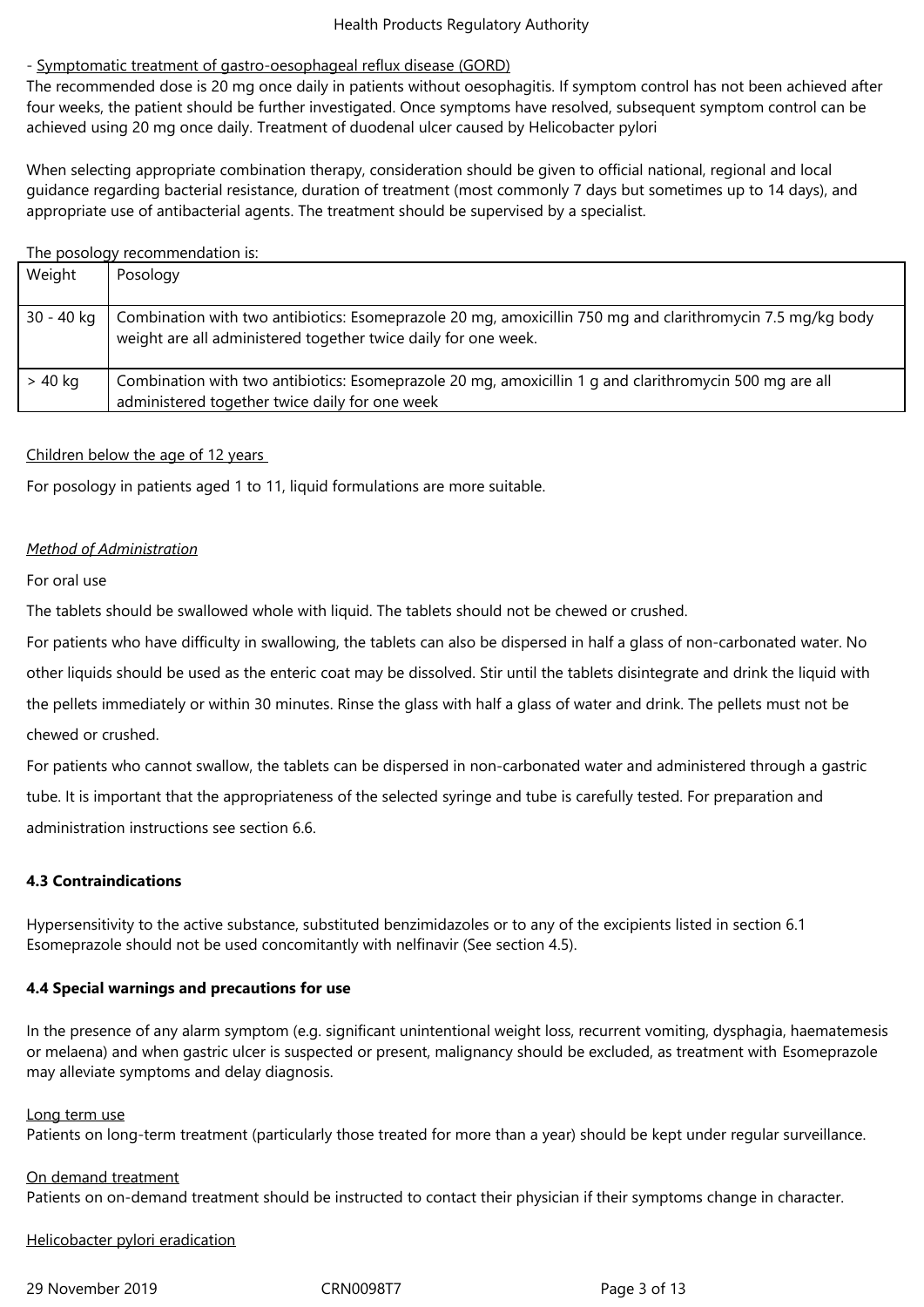- Symptomatic treatment of gastro-oesophageal reflux disease (GORD)

The recommended dose is 20 mg once daily in patients without oesophagitis. If symptom control has not been achieved after four weeks, the patient should be further investigated. Once symptoms have resolved, subsequent symptom control can be achieved using 20 mg once daily. Treatment of duodenal ulcer caused by Helicobacter pylori

When selecting appropriate combination therapy, consideration should be given to official national, regional and local guidance regarding bacterial resistance, duration of treatment (most commonly 7 days but sometimes up to 14 days), and appropriate use of antibacterial agents. The treatment should be supervised by a specialist.

The posology recommendation is:

| Weight | Posology |
|---|---|
| 30 - 40 kg | Combination with two antibiotics: Esomeprazole 20 mg, amoxicillin 750 mg and clarithromycin 7.5 mg/kg body weight are all administered together twice daily for one week. |
| > 40 kg | Combination with two antibiotics: Esomeprazole 20 mg, amoxicillin 1 g and clarithromycin 500 mg are all administered together twice daily for one week |

Children below the age of 12 years

For posology in patients aged 1 to 11, liquid formulations are more suitable.

*Method of Administration*

For oral use

The tablets should be swallowed whole with liquid. The tablets should not be chewed or crushed.

For patients who have difficulty in swallowing, the tablets can also be dispersed in half a glass of non-carbonated water. No other liquids should be used as the enteric coat may be dissolved. Stir until the tablets disintegrate and drink the liquid with the pellets immediately or within 30 minutes. Rinse the glass with half a glass of water and drink. The pellets must not be chewed or crushed.

For patients who cannot swallow, the tablets can be dispersed in non-carbonated water and administered through a gastric tube. It is important that the appropriateness of the selected syringe and tube is carefully tested. For preparation and administration instructions see section 6.6.

**4.3 Contraindications**

Hypersensitivity to the active substance, substituted benzimidazoles or to any of the excipients listed in section 6.1
Esomeprazole should not be used concomitantly with nelfinavir (See section 4.5).

**4.4 Special warnings and precautions for use**

In the presence of any alarm symptom (e.g. significant unintentional weight loss, recurrent vomiting, dysphagia, haematemesis or melaena) and when gastric ulcer is suspected or present, malignancy should be excluded, as treatment with Esomeprazole may alleviate symptoms and delay diagnosis.

Long term use

Patients on long-term treatment (particularly those treated for more than a year) should be kept under regular surveillance.

On demand treatment

Patients on on-demand treatment should be instructed to contact their physician if their symptoms change in character.

Helicobacter pylori eradication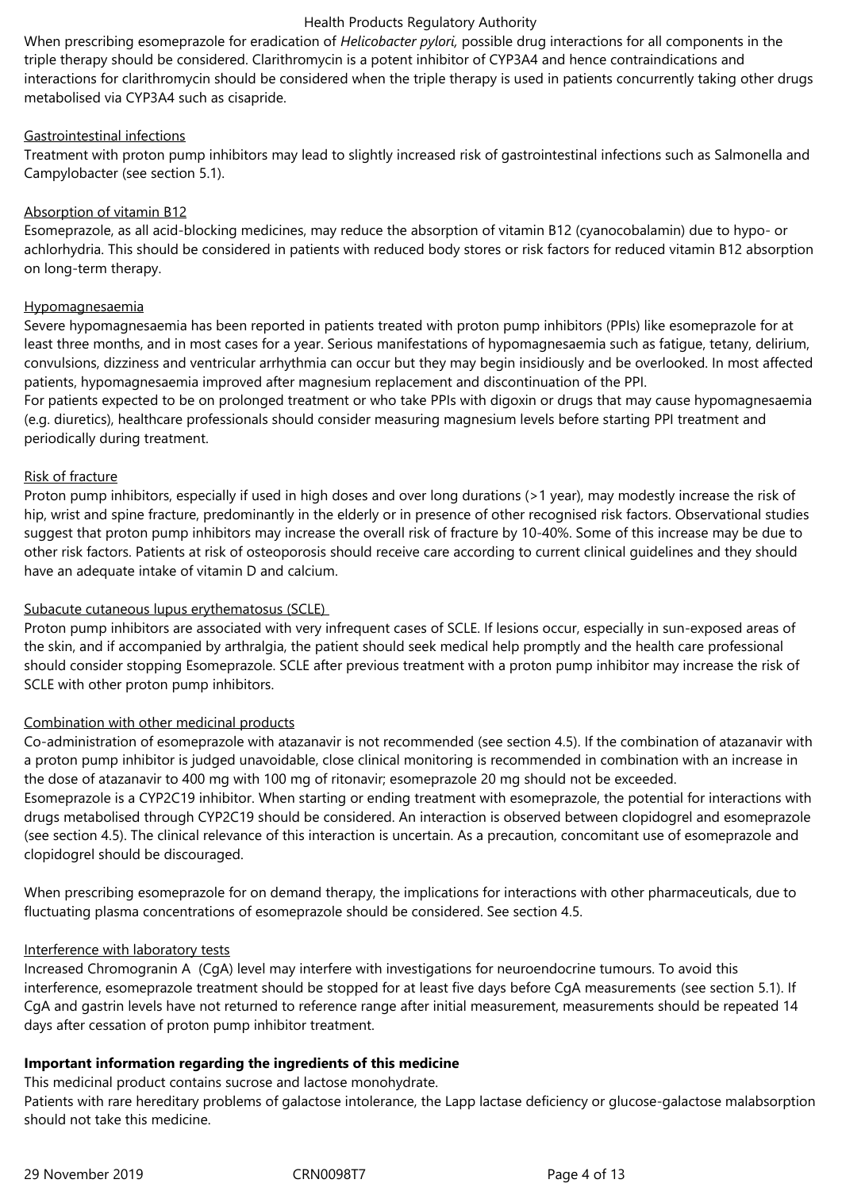When prescribing esomeprazole for eradication of *Helicobacter pylori,* possible drug interactions for all components in the triple therapy should be considered. Clarithromycin is a potent inhibitor of CYP3A4 and hence contraindications and interactions for clarithromycin should be considered when the triple therapy is used in patients concurrently taking other drugs metabolised via CYP3A4 such as cisapride.

Gastrointestinal infections

Treatment with proton pump inhibitors may lead to slightly increased risk of gastrointestinal infections such as Salmonella and Campylobacter (see section 5.1).

Absorption of vitamin B12

Esomeprazole, as all acid-blocking medicines, may reduce the absorption of vitamin B12 (cyanocobalamin) due to hypo- or achlorhydria. This should be considered in patients with reduced body stores or risk factors for reduced vitamin B12 absorption on long-term therapy.

Hypomagnesaemia

Severe hypomagnesaemia has been reported in patients treated with proton pump inhibitors (PPIs) like esomeprazole for at least three months, and in most cases for a year. Serious manifestations of hypomagnesaemia such as fatigue, tetany, delirium, convulsions, dizziness and ventricular arrhythmia can occur but they may begin insidiously and be overlooked. In most affected patients, hypomagnesaemia improved after magnesium replacement and discontinuation of the PPI.

For patients expected to be on prolonged treatment or who take PPIs with digoxin or drugs that may cause hypomagnesaemia (e.g. diuretics), healthcare professionals should consider measuring magnesium levels before starting PPI treatment and periodically during treatment.

Risk of fracture

Proton pump inhibitors, especially if used in high doses and over long durations (>1 year), may modestly increase the risk of hip, wrist and spine fracture, predominantly in the elderly or in presence of other recognised risk factors. Observational studies suggest that proton pump inhibitors may increase the overall risk of fracture by 10-40%. Some of this increase may be due to other risk factors. Patients at risk of osteoporosis should receive care according to current clinical guidelines and they should have an adequate intake of vitamin D and calcium.

Subacute cutaneous lupus erythematosus (SCLE)

Proton pump inhibitors are associated with very infrequent cases of SCLE. If lesions occur, especially in sun-exposed areas of the skin, and if accompanied by arthralgia, the patient should seek medical help promptly and the health care professional should consider stopping Esomeprazole. SCLE after previous treatment with a proton pump inhibitor may increase the risk of SCLE with other proton pump inhibitors.

Combination with other medicinal products

Co-administration of esomeprazole with atazanavir is not recommended (see section 4.5). If the combination of atazanavir with a proton pump inhibitor is judged unavoidable, close clinical monitoring is recommended in combination with an increase in the dose of atazanavir to 400 mg with 100 mg of ritonavir; esomeprazole 20 mg should not be exceeded.

Esomeprazole is a CYP2C19 inhibitor. When starting or ending treatment with esomeprazole, the potential for interactions with drugs metabolised through CYP2C19 should be considered. An interaction is observed between clopidogrel and esomeprazole (see section 4.5). The clinical relevance of this interaction is uncertain. As a precaution, concomitant use of esomeprazole and clopidogrel should be discouraged.

When prescribing esomeprazole for on demand therapy, the implications for interactions with other pharmaceuticals, due to fluctuating plasma concentrations of esomeprazole should be considered. See section 4.5.

Interference with laboratory tests

Increased Chromogranin A (CgA) level may interfere with investigations for neuroendocrine tumours. To avoid this interference, esomeprazole treatment should be stopped for at least five days before CgA measurements (see section 5.1). If CgA and gastrin levels have not returned to reference range after initial measurement, measurements should be repeated 14 days after cessation of proton pump inhibitor treatment.

**Important information regarding the ingredients of this medicine**

This medicinal product contains sucrose and lactose monohydrate.

Patients with rare hereditary problems of galactose intolerance, the Lapp lactase deficiency or glucose-galactose malabsorption should not take this medicine.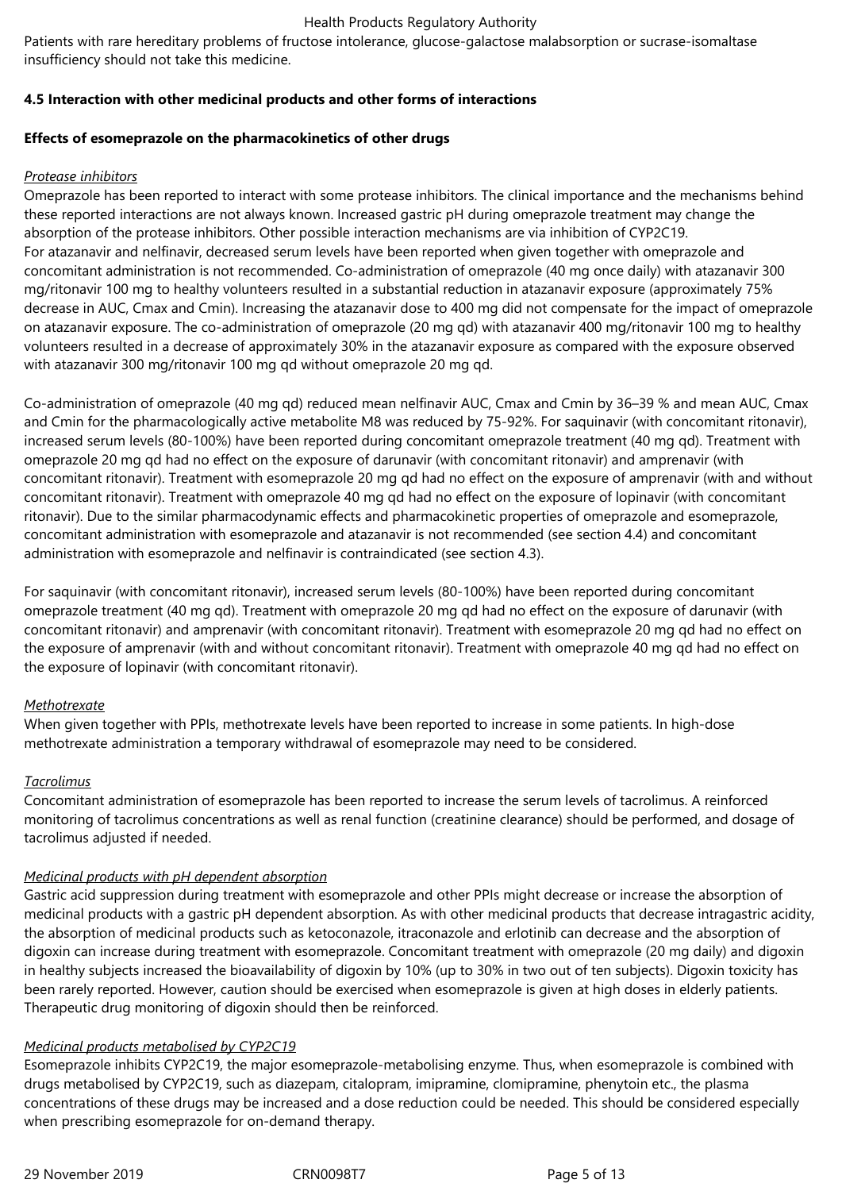Patients with rare hereditary problems of fructose intolerance, glucose-galactose malabsorption or sucrase-isomaltase insufficiency should not take this medicine.

**4.5 Interaction with other medicinal products and other forms of interactions**

**Effects of esomeprazole on the pharmacokinetics of other drugs**

*Protease inhibitors*

Omeprazole has been reported to interact with some protease inhibitors. The clinical importance and the mechanisms behind these reported interactions are not always known. Increased gastric pH during omeprazole treatment may change the absorption of the protease inhibitors. Other possible interaction mechanisms are via inhibition of CYP2C19.
For atazanavir and nelfinavir, decreased serum levels have been reported when given together with omeprazole and concomitant administration is not recommended. Co-administration of omeprazole (40 mg once daily) with atazanavir 300 mg/ritonavir 100 mg to healthy volunteers resulted in a substantial reduction in atazanavir exposure (approximately 75% decrease in AUC, Cmax and Cmin). Increasing the atazanavir dose to 400 mg did not compensate for the impact of omeprazole on atazanavir exposure. The co-administration of omeprazole (20 mg qd) with atazanavir 400 mg/ritonavir 100 mg to healthy volunteers resulted in a decrease of approximately 30% in the atazanavir exposure as compared with the exposure observed with atazanavir 300 mg/ritonavir 100 mg qd without omeprazole 20 mg qd.

Co-administration of omeprazole (40 mg qd) reduced mean nelfinavir AUC, Cmax and Cmin by 36–39 % and mean AUC, Cmax and Cmin for the pharmacologically active metabolite M8 was reduced by 75-92%. For saquinavir (with concomitant ritonavir), increased serum levels (80-100%) have been reported during concomitant omeprazole treatment (40 mg qd). Treatment with omeprazole 20 mg qd had no effect on the exposure of darunavir (with concomitant ritonavir) and amprenavir (with concomitant ritonavir). Treatment with esomeprazole 20 mg qd had no effect on the exposure of amprenavir (with and without concomitant ritonavir). Treatment with omeprazole 40 mg qd had no effect on the exposure of lopinavir (with concomitant ritonavir). Due to the similar pharmacodynamic effects and pharmacokinetic properties of omeprazole and esomeprazole, concomitant administration with esomeprazole and atazanavir is not recommended (see section 4.4) and concomitant administration with esomeprazole and nelfinavir is contraindicated (see section 4.3).

For saquinavir (with concomitant ritonavir), increased serum levels (80-100%) have been reported during concomitant omeprazole treatment (40 mg qd). Treatment with omeprazole 20 mg qd had no effect on the exposure of darunavir (with concomitant ritonavir) and amprenavir (with concomitant ritonavir). Treatment with esomeprazole 20 mg qd had no effect on the exposure of amprenavir (with and without concomitant ritonavir). Treatment with omeprazole 40 mg qd had no effect on the exposure of lopinavir (with concomitant ritonavir).

*Methotrexate*

When given together with PPIs, methotrexate levels have been reported to increase in some patients. In high-dose methotrexate administration a temporary withdrawal of esomeprazole may need to be considered.

*Tacrolimus*

Concomitant administration of esomeprazole has been reported to increase the serum levels of tacrolimus. A reinforced monitoring of tacrolimus concentrations as well as renal function (creatinine clearance) should be performed, and dosage of tacrolimus adjusted if needed.

*Medicinal products with pH dependent absorption*

Gastric acid suppression during treatment with esomeprazole and other PPIs might decrease or increase the absorption of medicinal products with a gastric pH dependent absorption. As with other medicinal products that decrease intragastric acidity, the absorption of medicinal products such as ketoconazole, itraconazole and erlotinib can decrease and the absorption of digoxin can increase during treatment with esomeprazole. Concomitant treatment with omeprazole (20 mg daily) and digoxin in healthy subjects increased the bioavailability of digoxin by 10% (up to 30% in two out of ten subjects). Digoxin toxicity has been rarely reported. However, caution should be exercised when esomeprazole is given at high doses in elderly patients. Therapeutic drug monitoring of digoxin should then be reinforced.

*Medicinal products metabolised by CYP2C19*

Esomeprazole inhibits CYP2C19, the major esomeprazole-metabolising enzyme. Thus, when esomeprazole is combined with drugs metabolised by CYP2C19, such as diazepam, citalopram, imipramine, clomipramine, phenytoin etc., the plasma concentrations of these drugs may be increased and a dose reduction could be needed. This should be considered especially when prescribing esomeprazole for on-demand therapy.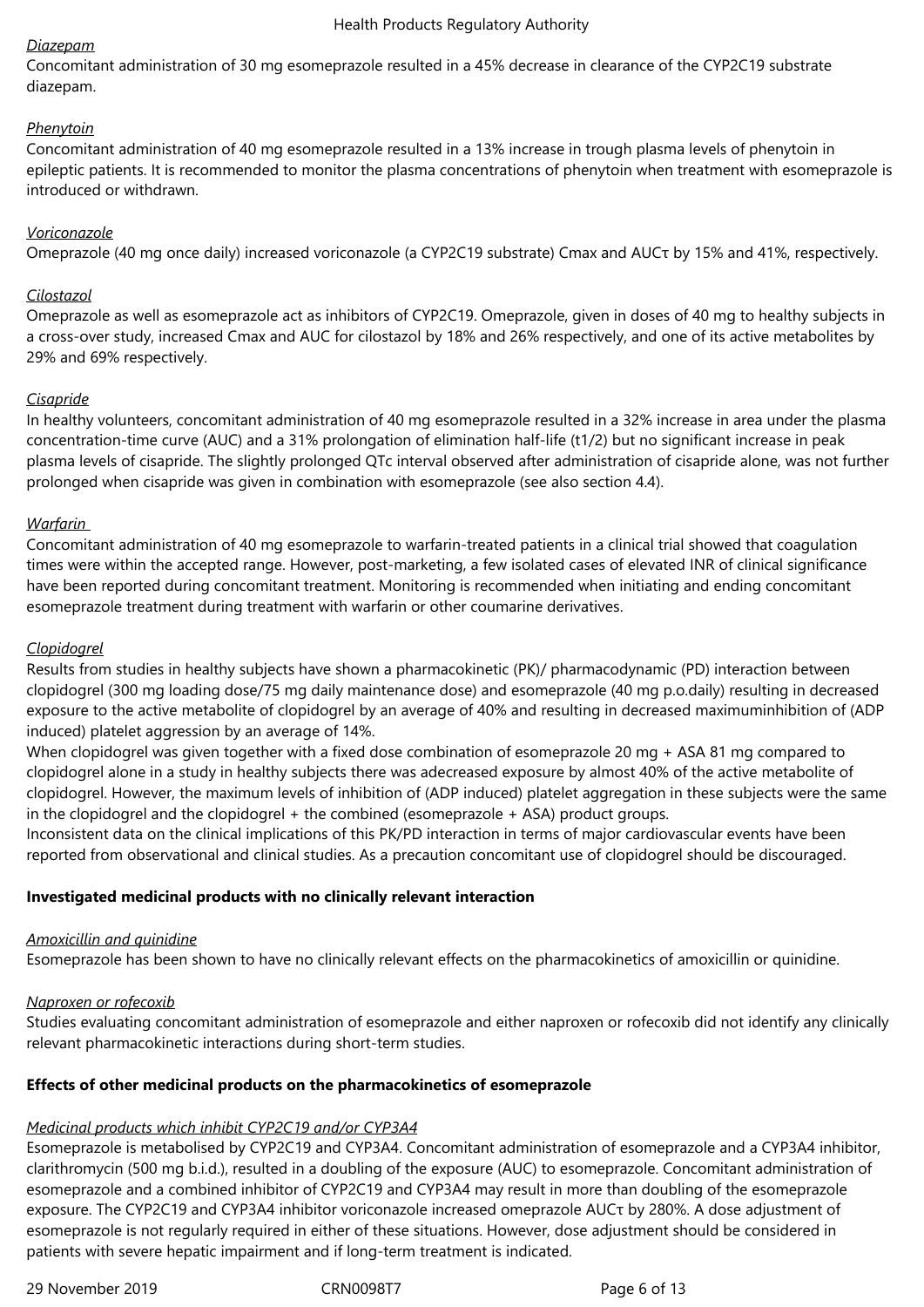*Diazepam*

Concomitant administration of 30 mg esomeprazole resulted in a 45% decrease in clearance of the CYP2C19 substrate diazepam.

*Phenytoin*

Concomitant administration of 40 mg esomeprazole resulted in a 13% increase in trough plasma levels of phenytoin in epileptic patients. It is recommended to monitor the plasma concentrations of phenytoin when treatment with esomeprazole is introduced or withdrawn.

*Voriconazole*

Omeprazole (40 mg once daily) increased voriconazole (a CYP2C19 substrate) Cmax and AUCτ by 15% and 41%, respectively.

*Cilostazol*

Omeprazole as well as esomeprazole act as inhibitors of CYP2C19. Omeprazole, given in doses of 40 mg to healthy subjects in a cross-over study, increased Cmax and AUC for cilostazol by 18% and 26% respectively, and one of its active metabolites by 29% and 69% respectively.

*Cisapride*

In healthy volunteers, concomitant administration of 40 mg esomeprazole resulted in a 32% increase in area under the plasma concentration-time curve (AUC) and a 31% prolongation of elimination half-life (t1/2) but no significant increase in peak plasma levels of cisapride. The slightly prolonged QTc interval observed after administration of cisapride alone, was not further prolonged when cisapride was given in combination with esomeprazole (see also section 4.4).

*Warfarin*

Concomitant administration of 40 mg esomeprazole to warfarin-treated patients in a clinical trial showed that coagulation times were within the accepted range. However, post-marketing, a few isolated cases of elevated INR of clinical significance have been reported during concomitant treatment. Monitoring is recommended when initiating and ending concomitant esomeprazole treatment during treatment with warfarin or other coumarine derivatives.

*Clopidogrel*

Results from studies in healthy subjects have shown a pharmacokinetic (PK)/ pharmacodynamic (PD) interaction between clopidogrel (300 mg loading dose/75 mg daily maintenance dose) and esomeprazole (40 mg p.o.daily) resulting in decreased exposure to the active metabolite of clopidogrel by an average of 40% and resulting in decreased maximuminhibition of (ADP induced) platelet aggression by an average of 14%.

When clopidogrel was given together with a fixed dose combination of esomeprazole 20 mg + ASA 81 mg compared to clopidogrel alone in a study in healthy subjects there was adecreased exposure by almost 40% of the active metabolite of clopidogrel. However, the maximum levels of inhibition of (ADP induced) platelet aggregation in these subjects were the same in the clopidogrel and the clopidogrel + the combined (esomeprazole + ASA) product groups.

Inconsistent data on the clinical implications of this PK/PD interaction in terms of major cardiovascular events have been reported from observational and clinical studies. As a precaution concomitant use of clopidogrel should be discouraged.

**Investigated medicinal products with no clinically relevant interaction**

*Amoxicillin and quinidine*

Esomeprazole has been shown to have no clinically relevant effects on the pharmacokinetics of amoxicillin or quinidine.

*Naproxen or rofecoxib*

Studies evaluating concomitant administration of esomeprazole and either naproxen or rofecoxib did not identify any clinically relevant pharmacokinetic interactions during short-term studies.

**Effects of other medicinal products on the pharmacokinetics of esomeprazole**

*Medicinal products which inhibit CYP2C19 and/or CYP3A4*

Esomeprazole is metabolised by CYP2C19 and CYP3A4. Concomitant administration of esomeprazole and a CYP3A4 inhibitor, clarithromycin (500 mg b.i.d.), resulted in a doubling of the exposure (AUC) to esomeprazole. Concomitant administration of esomeprazole and a combined inhibitor of CYP2C19 and CYP3A4 may result in more than doubling of the esomeprazole exposure. The CYP2C19 and CYP3A4 inhibitor voriconazole increased omeprazole AUCτ by 280%. A dose adjustment of esomeprazole is not regularly required in either of these situations. However, dose adjustment should be considered in patients with severe hepatic impairment and if long-term treatment is indicated.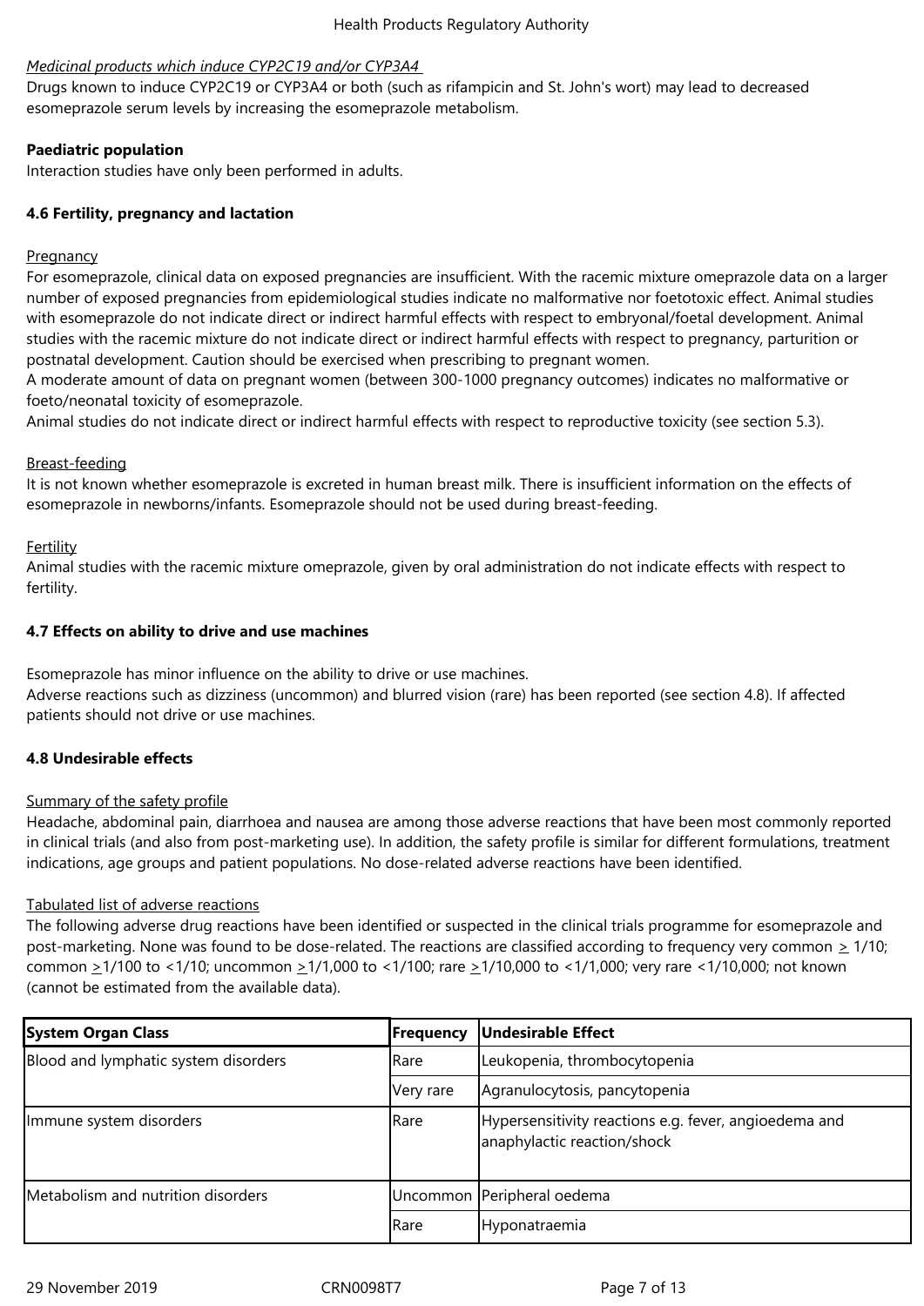*Medicinal products which induce CYP2C19 and/or CYP3A4*

Drugs known to induce CYP2C19 or CYP3A4 or both (such as rifampicin and St. John's wort) may lead to decreased esomeprazole serum levels by increasing the esomeprazole metabolism.

**Paediatric population**

Interaction studies have only been performed in adults.

**4.6 Fertility, pregnancy and lactation**

Pregnancy

For esomeprazole, clinical data on exposed pregnancies are insufficient. With the racemic mixture omeprazole data on a larger number of exposed pregnancies from epidemiological studies indicate no malformative nor foetotoxic effect. Animal studies with esomeprazole do not indicate direct or indirect harmful effects with respect to embryonal/foetal development. Animal studies with the racemic mixture do not indicate direct or indirect harmful effects with respect to pregnancy, parturition or postnatal development. Caution should be exercised when prescribing to pregnant women.
A moderate amount of data on pregnant women (between 300-1000 pregnancy outcomes) indicates no malformative or foeto/neonatal toxicity of esomeprazole.
Animal studies do not indicate direct or indirect harmful effects with respect to reproductive toxicity (see section 5.3).

Breast-feeding

It is not known whether esomeprazole is excreted in human breast milk. There is insufficient information on the effects of esomeprazole in newborns/infants. Esomeprazole should not be used during breast-feeding.

Fertility

Animal studies with the racemic mixture omeprazole, given by oral administration do not indicate effects with respect to fertility.

**4.7 Effects on ability to drive and use machines**

Esomeprazole has minor influence on the ability to drive or use machines.
Adverse reactions such as dizziness (uncommon) and blurred vision (rare) has been reported (see section 4.8). If affected patients should not drive or use machines.

**4.8 Undesirable effects**

Summary of the safety profile

Headache, abdominal pain, diarrhoea and nausea are among those adverse reactions that have been most commonly reported in clinical trials (and also from post-marketing use). In addition, the safety profile is similar for different formulations, treatment indications, age groups and patient populations. No dose-related adverse reactions have been identified.

Tabulated list of adverse reactions

The following adverse drug reactions have been identified or suspected in the clinical trials programme for esomeprazole and post-marketing. None was found to be dose-related. The reactions are classified according to frequency very common ≥ 1/10; common ≥1/100 to <1/10; uncommon ≥1/1,000 to <1/100; rare ≥1/10,000 to <1/1,000; very rare <1/10,000; not known (cannot be estimated from the available data).

| System Organ Class | Frequency | Undesirable Effect |
|---|---|---|
| Blood and lymphatic system disorders | Rare | Leukopenia, thrombocytopenia |
| | Very rare | Agranulocytosis, pancytopenia |
| Immune system disorders | Rare | Hypersensitivity reactions e.g. fever, angioedema and anaphylactic reaction/shock |
| Metabolism and nutrition disorders | Uncommon | Peripheral oedema |
| | Rare | Hyponatraemia |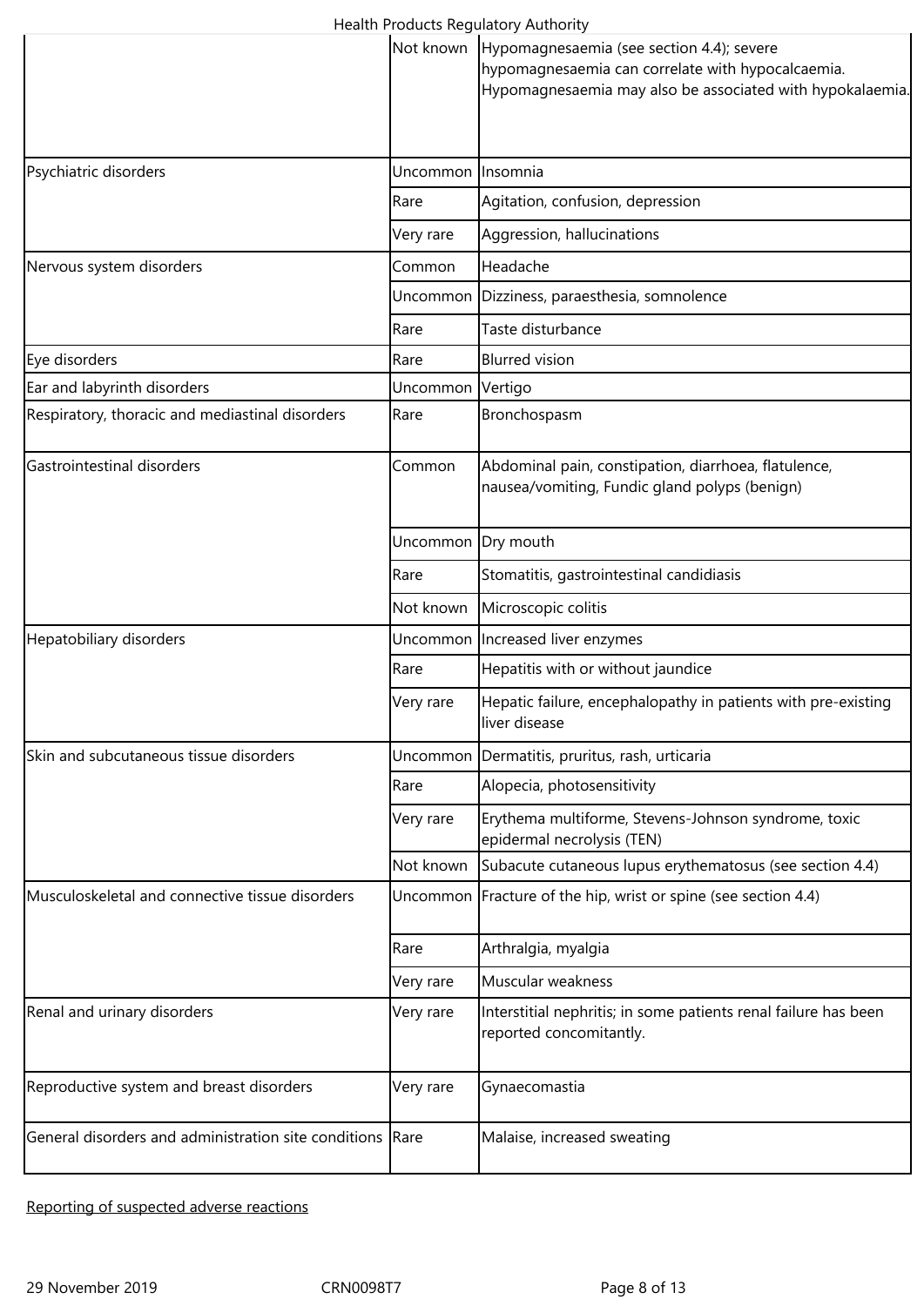| | | |
|---|---|---|
| | Not known | Hypomagnesaemia (see section 4.4); severe hypomagnesaemia can correlate with hypocalcaemia. Hypomagnesaemia may also be associated with hypokalaemia. |
| Psychiatric disorders | Uncommon | Insomnia |
| | Rare | Agitation, confusion, depression |
| | Very rare | Aggression, hallucinations |
| Nervous system disorders | Common | Headache |
| | Uncommon | Dizziness, paraesthesia, somnolence |
| | Rare | Taste disturbance |
| Eye disorders | Rare | Blurred vision |
| Ear and labyrinth disorders | Uncommon | Vertigo |
| Respiratory, thoracic and mediastinal disorders | Rare | Bronchospasm |
| Gastrointestinal disorders | Common | Abdominal pain, constipation, diarrhoea, flatulence, nausea/vomiting, Fundic gland polyps (benign) |
| | Uncommon | Dry mouth |
| | Rare | Stomatitis, gastrointestinal candidiasis |
| | Not known | Microscopic colitis |
| Hepatobiliary disorders | Uncommon | Increased liver enzymes |
| | Rare | Hepatitis with or without jaundice |
| | Very rare | Hepatic failure, encephalopathy in patients with pre-existing liver disease |
| Skin and subcutaneous tissue disorders | Uncommon | Dermatitis, pruritus, rash, urticaria |
| | Rare | Alopecia, photosensitivity |
| | Very rare | Erythema multiforme, Stevens-Johnson syndrome, toxic epidermal necrolysis (TEN) |
| | Not known | Subacute cutaneous lupus erythematosus (see section 4.4) |
| Musculoskeletal and connective tissue disorders | Uncommon | Fracture of the hip, wrist or spine (see section 4.4) |
| | Rare | Arthralgia, myalgia |
| | Very rare | Muscular weakness |
| Renal and urinary disorders | Very rare | Interstitial nephritis; in some patients renal failure has been reported concomitantly. |
| Reproductive system and breast disorders | Very rare | Gynaecomastia |
| General disorders and administration site conditions | Rare | Malaise, increased sweating |

Reporting of suspected adverse reactions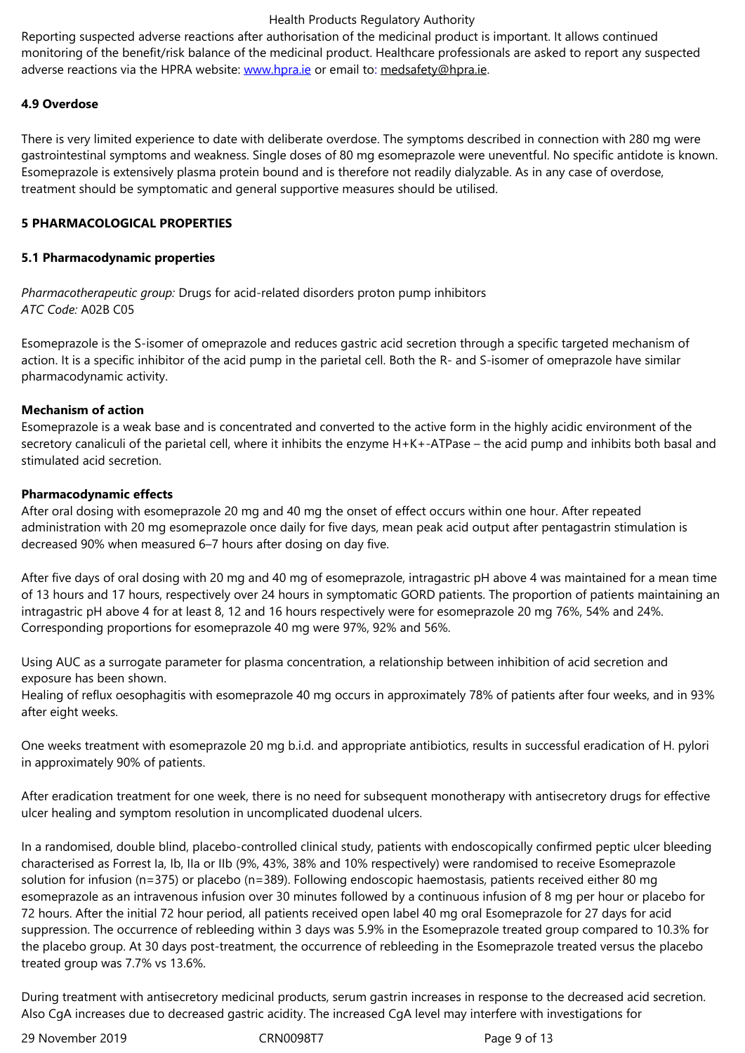Reporting suspected adverse reactions after authorisation of the medicinal product is important. It allows continued monitoring of the benefit/risk balance of the medicinal product. Healthcare professionals are asked to report any suspected adverse reactions via the HPRA website: www.hpra.ie or email to: medsafety@hpra.ie.

### 4.9 Overdose

There is very limited experience to date with deliberate overdose. The symptoms described in connection with 280 mg were gastrointestinal symptoms and weakness. Single doses of 80 mg esomeprazole were uneventful. No specific antidote is known. Esomeprazole is extensively plasma protein bound and is therefore not readily dialyzable. As in any case of overdose, treatment should be symptomatic and general supportive measures should be utilised.

## 5 PHARMACOLOGICAL PROPERTIES

### 5.1 Pharmacodynamic properties

*Pharmacotherapeutic group:* Drugs for acid-related disorders proton pump inhibitors
*ATC Code:* A02B C05

Esomeprazole is the S-isomer of omeprazole and reduces gastric acid secretion through a specific targeted mechanism of action. It is a specific inhibitor of the acid pump in the parietal cell. Both the R- and S-isomer of omeprazole have similar pharmacodynamic activity.

**Mechanism of action**
Esomeprazole is a weak base and is concentrated and converted to the active form in the highly acidic environment of the secretory canaliculi of the parietal cell, where it inhibits the enzyme $H^+K^+$-ATPase – the acid pump and inhibits both basal and stimulated acid secretion.

**Pharmacodynamic effects**
After oral dosing with esomeprazole 20 mg and 40 mg the onset of effect occurs within one hour. After repeated administration with 20 mg esomeprazole once daily for five days, mean peak acid output after pentagastrin stimulation is decreased 90% when measured 6–7 hours after dosing on day five.

After five days of oral dosing with 20 mg and 40 mg of esomeprazole, intragastric pH above 4 was maintained for a mean time of 13 hours and 17 hours, respectively over 24 hours in symptomatic GORD patients. The proportion of patients maintaining an intragastric pH above 4 for at least 8, 12 and 16 hours respectively were for esomeprazole 20 mg 76%, 54% and 24%. Corresponding proportions for esomeprazole 40 mg were 97%, 92% and 56%.

Using AUC as a surrogate parameter for plasma concentration, a relationship between inhibition of acid secretion and exposure has been shown.
Healing of reflux oesophagitis with esomeprazole 40 mg occurs in approximately 78% of patients after four weeks, and in 93% after eight weeks.

One weeks treatment with esomeprazole 20 mg b.i.d. and appropriate antibiotics, results in successful eradication of H. pylori in approximately 90% of patients.

After eradication treatment for one week, there is no need for subsequent monotherapy with antisecretory drugs for effective ulcer healing and symptom resolution in uncomplicated duodenal ulcers.

In a randomised, double blind, placebo-controlled clinical study, patients with endoscopically confirmed peptic ulcer bleeding characterised as Forrest Ia, Ib, IIa or IIb (9%, 43%, 38% and 10% respectively) were randomised to receive Esomeprazole solution for infusion (n=375) or placebo (n=389). Following endoscopic haemostasis, patients received either 80 mg esomeprazole as an intravenous infusion over 30 minutes followed by a continuous infusion of 8 mg per hour or placebo for 72 hours. After the initial 72 hour period, all patients received open label 40 mg oral Esomeprazole for 27 days for acid suppression. The occurrence of rebleeding within 3 days was 5.9% in the Esomeprazole treated group compared to 10.3% for the placebo group. At 30 days post-treatment, the occurrence of rebleeding in the Esomeprazole treated versus the placebo treated group was 7.7% vs 13.6%.

During treatment with antisecretory medicinal products, serum gastrin increases in response to the decreased acid secretion. Also CgA increases due to decreased gastric acidity. The increased CgA level may interfere with investigations for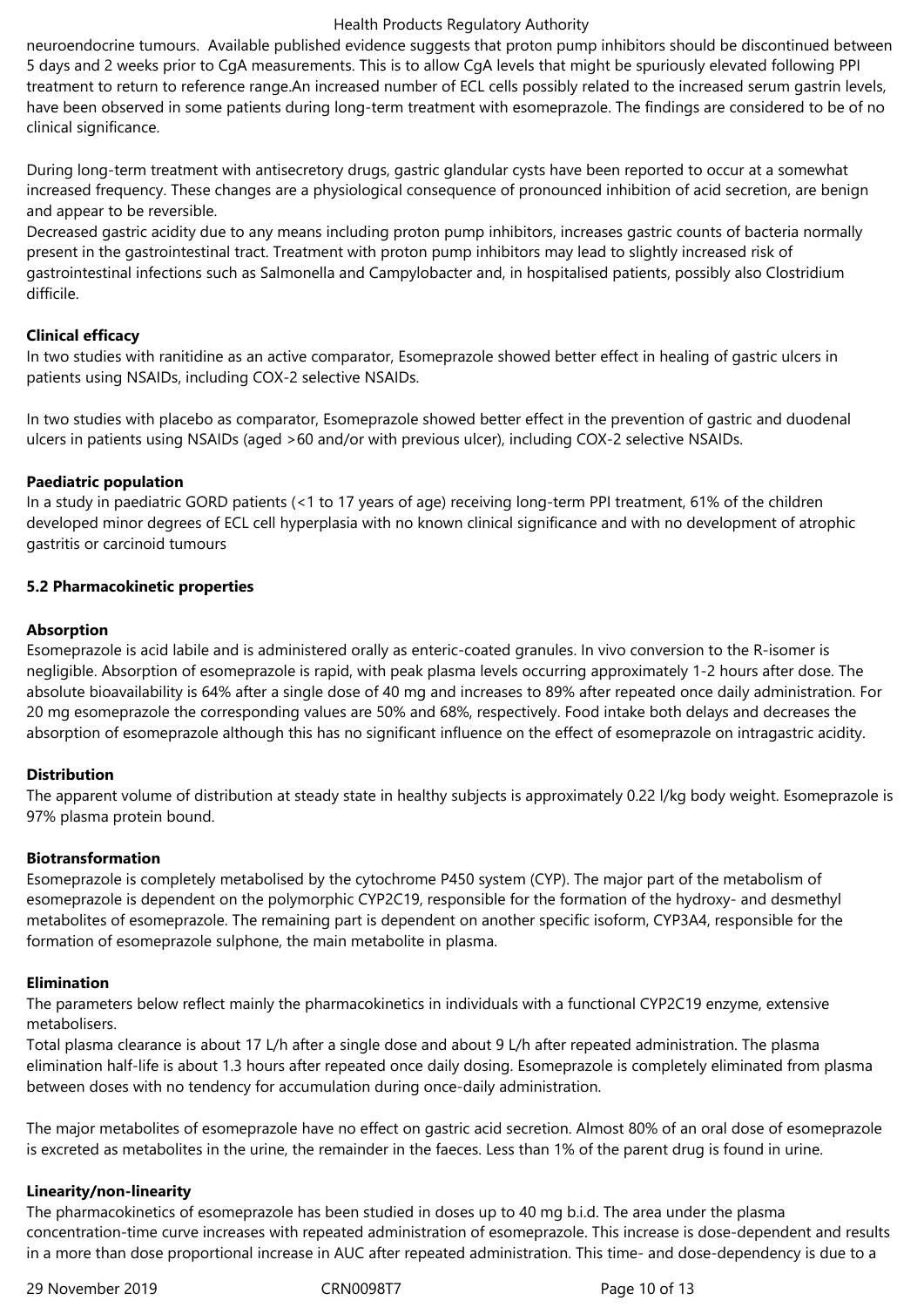neuroendocrine tumours. Available published evidence suggests that proton pump inhibitors should be discontinued between 5 days and 2 weeks prior to CgA measurements. This is to allow CgA levels that might be spuriously elevated following PPI treatment to return to reference range.An increased number of ECL cells possibly related to the increased serum gastrin levels, have been observed in some patients during long-term treatment with esomeprazole. The findings are considered to be of no clinical significance.

During long-term treatment with antisecretory drugs, gastric glandular cysts have been reported to occur at a somewhat increased frequency. These changes are a physiological consequence of pronounced inhibition of acid secretion, are benign and appear to be reversible.
Decreased gastric acidity due to any means including proton pump inhibitors, increases gastric counts of bacteria normally present in the gastrointestinal tract. Treatment with proton pump inhibitors may lead to slightly increased risk of gastrointestinal infections such as Salmonella and Campylobacter and, in hospitalised patients, possibly also Clostridium difficile.

**Clinical efficacy**
In two studies with ranitidine as an active comparator, Esomeprazole showed better effect in healing of gastric ulcers in patients using NSAIDs, including COX-2 selective NSAIDs.

In two studies with placebo as comparator, Esomeprazole showed better effect in the prevention of gastric and duodenal ulcers in patients using NSAIDs (aged >60 and/or with previous ulcer), including COX-2 selective NSAIDs.

**Paediatric population**
In a study in paediatric GORD patients (<1 to 17 years of age) receiving long-term PPI treatment, 61% of the children developed minor degrees of ECL cell hyperplasia with no known clinical significance and with no development of atrophic gastritis or carcinoid tumours

**5.2 Pharmacokinetic properties**

**Absorption**
Esomeprazole is acid labile and is administered orally as enteric-coated granules. In vivo conversion to the R-isomer is negligible. Absorption of esomeprazole is rapid, with peak plasma levels occurring approximately 1-2 hours after dose. The absolute bioavailability is 64% after a single dose of 40 mg and increases to 89% after repeated once daily administration. For 20 mg esomeprazole the corresponding values are 50% and 68%, respectively. Food intake both delays and decreases the absorption of esomeprazole although this has no significant influence on the effect of esomeprazole on intragastric acidity.

**Distribution**
The apparent volume of distribution at steady state in healthy subjects is approximately 0.22 l/kg body weight. Esomeprazole is 97% plasma protein bound.

**Biotransformation**
Esomeprazole is completely metabolised by the cytochrome P450 system (CYP). The major part of the metabolism of esomeprazole is dependent on the polymorphic CYP2C19, responsible for the formation of the hydroxy- and desmethyl metabolites of esomeprazole. The remaining part is dependent on another specific isoform, CYP3A4, responsible for the formation of esomeprazole sulphone, the main metabolite in plasma.

**Elimination**
The parameters below reflect mainly the pharmacokinetics in individuals with a functional CYP2C19 enzyme, extensive metabolisers.
Total plasma clearance is about 17 L/h after a single dose and about 9 L/h after repeated administration. The plasma elimination half-life is about 1.3 hours after repeated once daily dosing. Esomeprazole is completely eliminated from plasma between doses with no tendency for accumulation during once-daily administration.

The major metabolites of esomeprazole have no effect on gastric acid secretion. Almost 80% of an oral dose of esomeprazole is excreted as metabolites in the urine, the remainder in the faeces. Less than 1% of the parent drug is found in urine.

**Linearity/non-linearity**
The pharmacokinetics of esomeprazole has been studied in doses up to 40 mg b.i.d. The area under the plasma concentration-time curve increases with repeated administration of esomeprazole. This increase is dose-dependent and results in a more than dose proportional increase in AUC after repeated administration. This time- and dose-dependency is due to a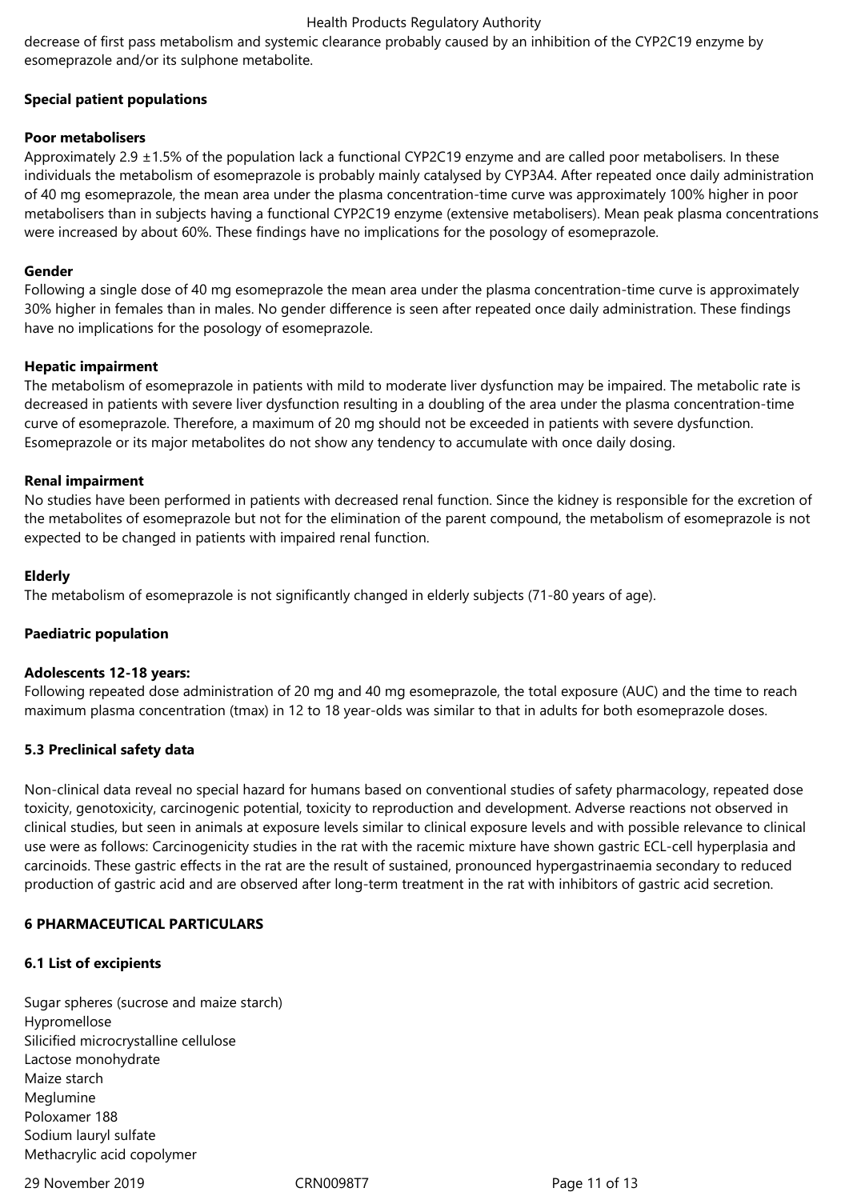decrease of first pass metabolism and systemic clearance probably caused by an inhibition of the CYP2C19 enzyme by esomeprazole and/or its sulphone metabolite.

**Special patient populations**

**Poor metabolisers**

Approximately 2.9 ±1.5% of the population lack a functional CYP2C19 enzyme and are called poor metabolisers. In these individuals the metabolism of esomeprazole is probably mainly catalysed by CYP3A4. After repeated once daily administration of 40 mg esomeprazole, the mean area under the plasma concentration-time curve was approximately 100% higher in poor metabolisers than in subjects having a functional CYP2C19 enzyme (extensive metabolisers). Mean peak plasma concentrations were increased by about 60%. These findings have no implications for the posology of esomeprazole.

**Gender**

Following a single dose of 40 mg esomeprazole the mean area under the plasma concentration-time curve is approximately 30% higher in females than in males. No gender difference is seen after repeated once daily administration. These findings have no implications for the posology of esomeprazole.

**Hepatic impairment**

The metabolism of esomeprazole in patients with mild to moderate liver dysfunction may be impaired. The metabolic rate is decreased in patients with severe liver dysfunction resulting in a doubling of the area under the plasma concentration-time curve of esomeprazole. Therefore, a maximum of 20 mg should not be exceeded in patients with severe dysfunction. Esomeprazole or its major metabolites do not show any tendency to accumulate with once daily dosing.

**Renal impairment**

No studies have been performed in patients with decreased renal function. Since the kidney is responsible for the excretion of the metabolites of esomeprazole but not for the elimination of the parent compound, the metabolism of esomeprazole is not expected to be changed in patients with impaired renal function.

**Elderly**

The metabolism of esomeprazole is not significantly changed in elderly subjects (71-80 years of age).

**Paediatric population**

**Adolescents 12-18 years:**

Following repeated dose administration of 20 mg and 40 mg esomeprazole, the total exposure (AUC) and the time to reach maximum plasma concentration (tmax) in 12 to 18 year-olds was similar to that in adults for both esomeprazole doses.

## 5.3 Preclinical safety data

Non-clinical data reveal no special hazard for humans based on conventional studies of safety pharmacology, repeated dose toxicity, genotoxicity, carcinogenic potential, toxicity to reproduction and development. Adverse reactions not observed in clinical studies, but seen in animals at exposure levels similar to clinical exposure levels and with possible relevance to clinical use were as follows: Carcinogenicity studies in the rat with the racemic mixture have shown gastric ECL-cell hyperplasia and carcinoids. These gastric effects in the rat are the result of sustained, pronounced hypergastrinaemia secondary to reduced production of gastric acid and are observed after long-term treatment in the rat with inhibitors of gastric acid secretion.

# 6 PHARMACEUTICAL PARTICULARS

## 6.1 List of excipients

Sugar spheres (sucrose and maize starch)
Hypromellose
Silicified microcrystalline cellulose
Lactose monohydrate
Maize starch
Meglumine
Poloxamer 188
Sodium lauryl sulfate
Methacrylic acid copolymer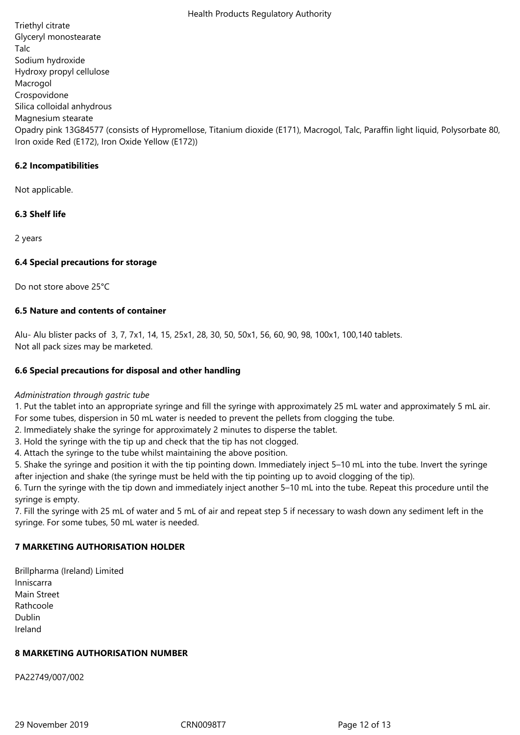Triethyl citrate
Glyceryl monostearate
Talc
Sodium hydroxide
Hydroxy propyl cellulose
Macrogol
Crospovidone
Silica colloidal anhydrous
Magnesium stearate
Opadry pink 13G84577 (consists of Hypromellose, Titanium dioxide (E171), Macrogol, Talc, Paraffin light liquid, Polysorbate 80, Iron oxide Red (E172), Iron Oxide Yellow (E172))

**6.2 Incompatibilities**

Not applicable.

**6.3 Shelf life**

2 years

**6.4 Special precautions for storage**

Do not store above 25°C

**6.5 Nature and contents of container**

Alu- Alu blister packs of 3, 7, 7x1, 14, 15, 25x1, 28, 30, 50, 50x1, 56, 60, 90, 98, 100x1, 100,140 tablets.
Not all pack sizes may be marketed.

**6.6 Special precautions for disposal and other handling**

*Administration through gastric tube*

1. Put the tablet into an appropriate syringe and fill the syringe with approximately 25 mL water and approximately 5 mL air. For some tubes, dispersion in 50 mL water is needed to prevent the pellets from clogging the tube.
2. Immediately shake the syringe for approximately 2 minutes to disperse the tablet.
3. Hold the syringe with the tip up and check that the tip has not clogged.
4. Attach the syringe to the tube whilst maintaining the above position.
5. Shake the syringe and position it with the tip pointing down. Immediately inject 5–10 mL into the tube. Invert the syringe after injection and shake (the syringe must be held with the tip pointing up to avoid clogging of the tip).
6. Turn the syringe with the tip down and immediately inject another 5–10 mL into the tube. Repeat this procedure until the syringe is empty.
7. Fill the syringe with 25 mL of water and 5 mL of air and repeat step 5 if necessary to wash down any sediment left in the syringe. For some tubes, 50 mL water is needed.

**7 MARKETING AUTHORISATION HOLDER**

Brillpharma (Ireland) Limited
Inniscarra
Main Street
Rathcoole
Dublin
Ireland

**8 MARKETING AUTHORISATION NUMBER**

PA22749/007/002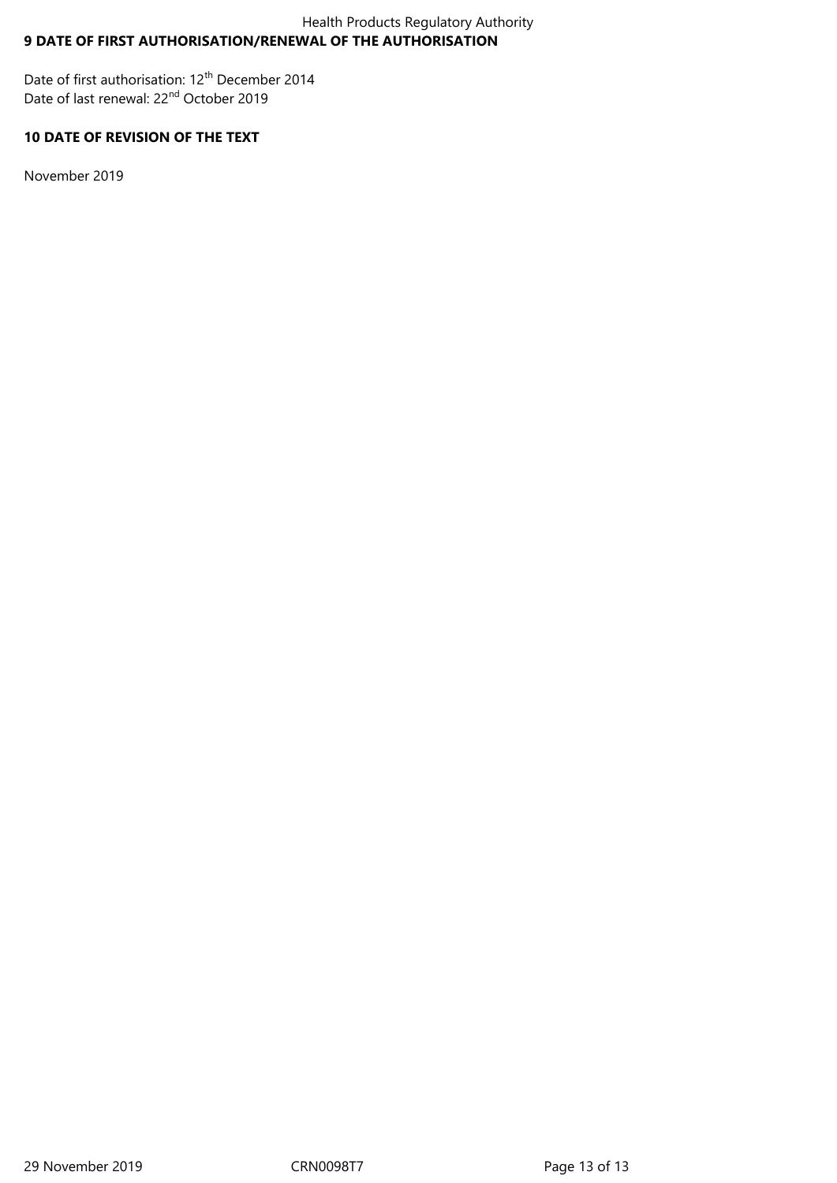## 9 DATE OF FIRST AUTHORISATION/RENEWAL OF THE AUTHORISATION

Date of first authorisation: 12th December 2014
Date of last renewal: 22nd October 2019

## 10 DATE OF REVISION OF THE TEXT

November 2019